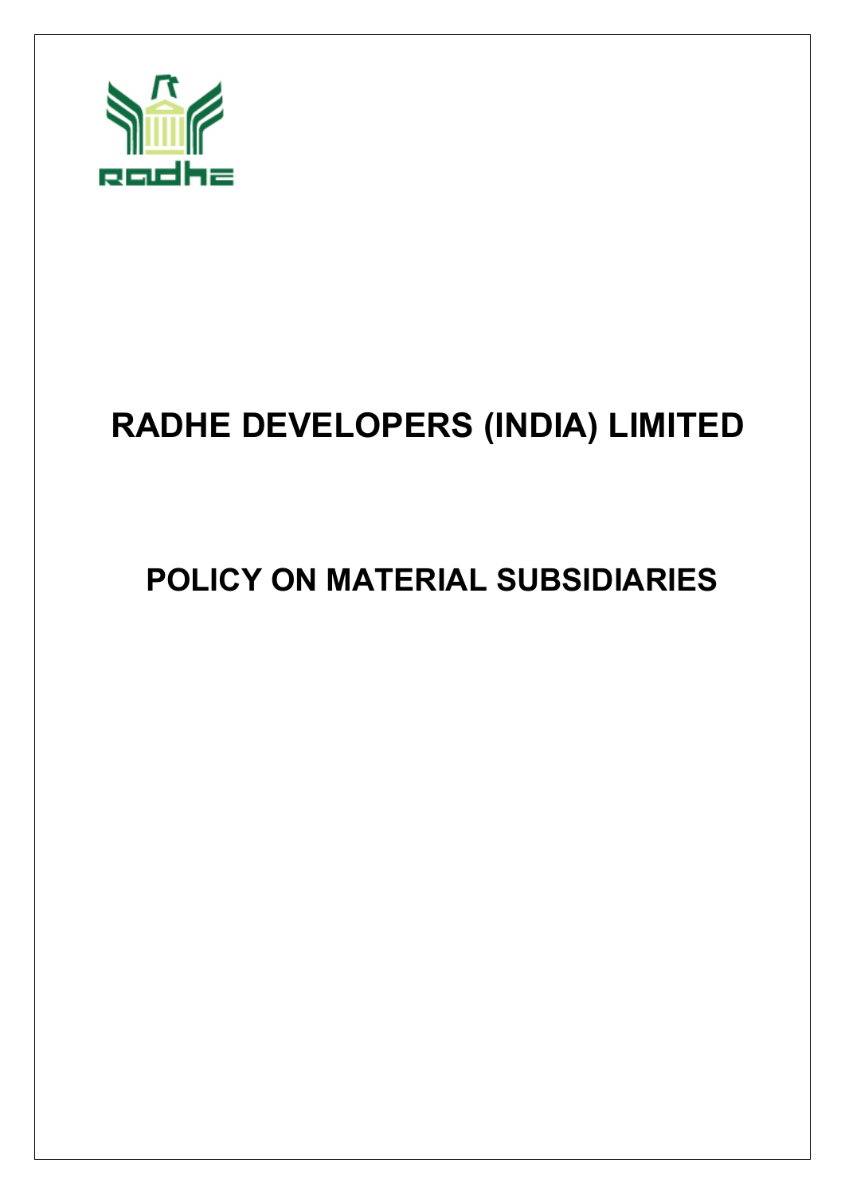# RADHE DEVELOPERS (INDIA) LIMITED

# POLICY ON MATERIAL SUBSIDIARIES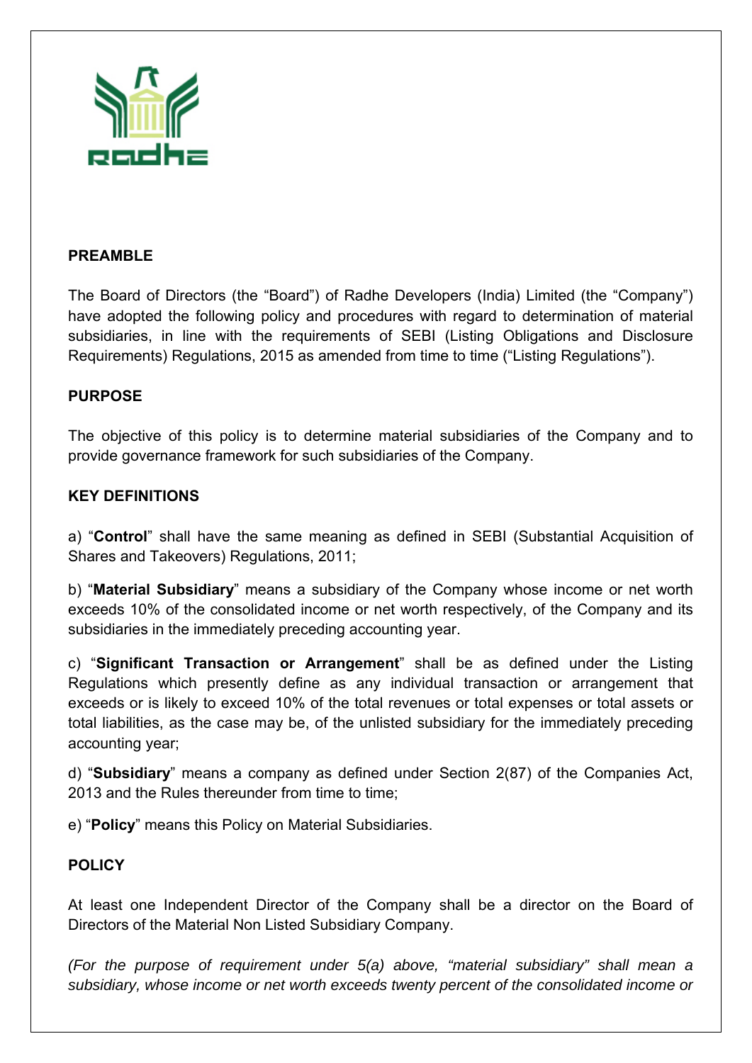## PREAMBLE

The Board of Directors (the "Board") of Radhe Developers (India) Limited (the "Company") have adopted the following policy and procedures with regard to determination of material subsidiaries, in line with the requirements of SEBI (Listing Obligations and Disclosure Requirements) Regulations, 2015 as amended from time to time ("Listing Regulations").

## PURPOSE

The objective of this policy is to determine material subsidiaries of the Company and to provide governance framework for such subsidiaries of the Company.

## KEY DEFINITIONS

a) "**Control**" shall have the same meaning as defined in SEBI (Substantial Acquisition of Shares and Takeovers) Regulations, 2011;

b) "**Material Subsidiary**" means a subsidiary of the Company whose income or net worth exceeds 10% of the consolidated income or net worth respectively, of the Company and its subsidiaries in the immediately preceding accounting year.

c) "**Significant Transaction or Arrangement**" shall be as defined under the Listing Regulations which presently define as any individual transaction or arrangement that exceeds or is likely to exceed 10% of the total revenues or total expenses or total assets or total liabilities, as the case may be, of the unlisted subsidiary for the immediately preceding accounting year;

d) "**Subsidiary**" means a company as defined under Section 2(87) of the Companies Act, 2013 and the Rules thereunder from time to time;

e) "**Policy**" means this Policy on Material Subsidiaries.

## POLICY

At least one Independent Director of the Company shall be a director on the Board of Directors of the Material Non Listed Subsidiary Company.

*(For the purpose of requirement under 5(a) above, "material subsidiary" shall mean a subsidiary, whose income or net worth exceeds twenty percent of the consolidated income or*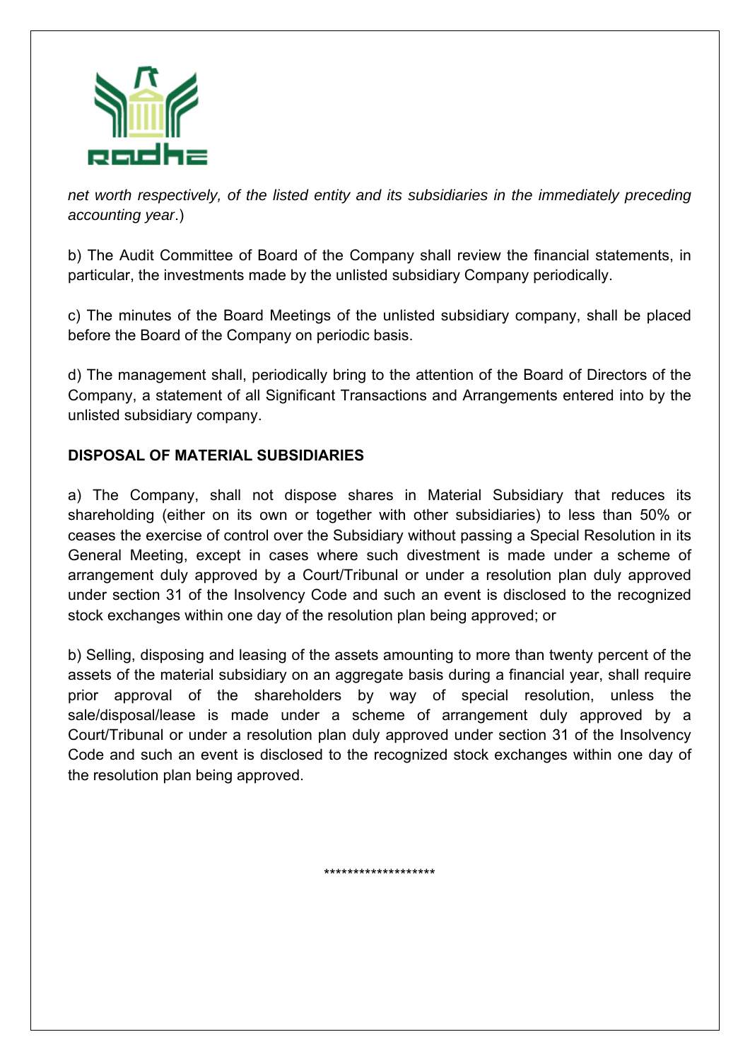*net worth respectively, of the listed entity and its subsidiaries in the immediately preceding accounting year*.)

b) The Audit Committee of Board of the Company shall review the financial statements, in particular, the investments made by the unlisted subsidiary Company periodically.

c) The minutes of the Board Meetings of the unlisted subsidiary company, shall be placed before the Board of the Company on periodic basis.

d) The management shall, periodically bring to the attention of the Board of Directors of the Company, a statement of all Significant Transactions and Arrangements entered into by the unlisted subsidiary company.

**DISPOSAL OF MATERIAL SUBSIDIARIES**

a) The Company, shall not dispose shares in Material Subsidiary that reduces its shareholding (either on its own or together with other subsidiaries) to less than 50% or ceases the exercise of control over the Subsidiary without passing a Special Resolution in its General Meeting, except in cases where such divestment is made under a scheme of arrangement duly approved by a Court/Tribunal or under a resolution plan duly approved under section 31 of the Insolvency Code and such an event is disclosed to the recognized stock exchanges within one day of the resolution plan being approved; or

b) Selling, disposing and leasing of the assets amounting to more than twenty percent of the assets of the material subsidiary on an aggregate basis during a financial year, shall require prior approval of the shareholders by way of special resolution, unless the sale/disposal/lease is made under a scheme of arrangement duly approved by a Court/Tribunal or under a resolution plan duly approved under section 31 of the Insolvency Code and such an event is disclosed to the recognized stock exchanges within one day of the resolution plan being approved.

*******************